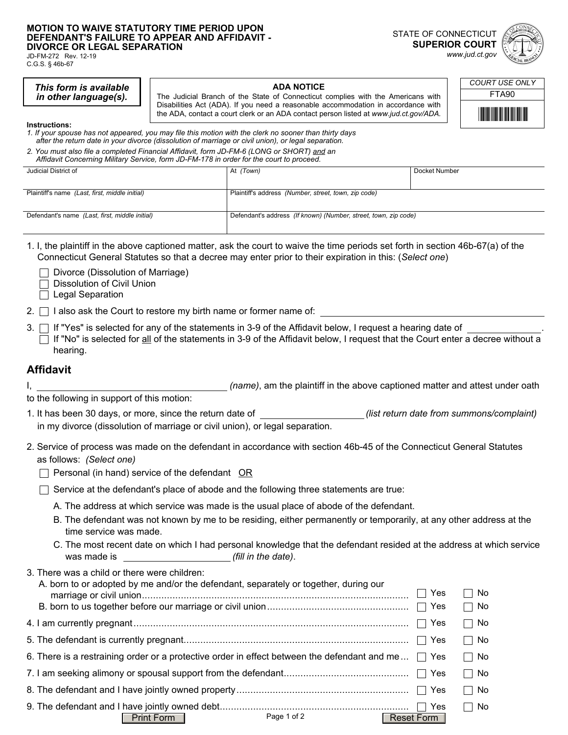**MOTION TO WAIVE STATUTORY TIME PERIOD UPON DEFENDANT'S FAILURE TO APPEAR AND AFFIDAVIT - DIVORCE OR LEGAL SEPARATION**

JD-FM-272 Rev. 12-19
C.G.S. § 46b-67

STATE OF CONNECTICUT
**SUPERIOR COURT**
*www.jud.ct.gov*

*This form is available in other language(s).*

**ADA NOTICE**
The Judicial Branch of the State of Connecticut complies with the Americans with Disabilities Act (ADA). If you need a reasonable accommodation in accordance with the ADA, contact a court clerk or an ADA contact person listed at *www.jud.ct.gov/ADA.*

COURT USE ONLY
FTA90

**Instructions:**

*1. If your spouse has not appeared, you may file this motion with the clerk no sooner than thirty days after the return date in your divorce (dissolution of marriage or civil union), or legal separation.*

*2. You must also file a completed Financial Affidavit, form JD-FM-6 (LONG or SHORT) and an Affidavit Concerning Military Service, form JD-FM-178 in order for the court to proceed.*

| Judicial District of | At *(Town)* | Docket Number |
|---|---|---|
| Plaintiff's name *(Last, first, middle initial)* | Plaintiff's address *(Number, street, town, zip code)* | |
| Defendant's name *(Last, first, middle initial)* | Defendant's address *(If known) (Number, street, town, zip code)* | |

1. I, the plaintiff in the above captioned matter, ask the court to waive the time periods set forth in section 46b-67(a) of the Connecticut General Statutes so that a decree may enter prior to their expiration in this: (*Select one*)
   - ☐ Divorce (Dissolution of Marriage)
   - ☐ Dissolution of Civil Union
   - ☐ Legal Separation
2. ☐ I also ask the Court to restore my birth name or former name of: ____________________
3. ☐ If "Yes" is selected for any of the statements in 3-9 of the Affidavit below, I request a hearing date of ____________.
   ☐ If "No" is selected for all of the statements in 3-9 of the Affidavit below, I request that the Court enter a decree without a hearing.

## Affidavit

I, ______________________ *(name)*, am the plaintiff in the above captioned matter and attest under oath to the following in support of this motion:

1. It has been 30 days, or more, since the return date of ______________ *(list return date from summons/complaint)* in my divorce (dissolution of marriage or civil union), or legal separation.
2. Service of process was made on the defendant in accordance with section 46b-45 of the Connecticut General Statutes as follows: *(Select one)*
   - ☐ Personal (in hand) service of the defendant OR
   - ☐ Service at the defendant's place of abode and the following three statements are true:
     - A. The address at which service was made is the usual place of abode of the defendant.
     - B. The defendant was not known by me to be residing, either permanently or temporarily, at any other address at the time service was made.
     - C. The most recent date on which I had personal knowledge that the defendant resided at the address at which service was made is ______________ *(fill in the date)*.
3. There was a child or there were children:
   - A. born to or adopted by me and/or the defendant, separately or together, during our marriage or civil union ☐ Yes ☐ No
   - B. born to us together before our marriage or civil union ☐ Yes ☐ No
4. I am currently pregnant ☐ Yes ☐ No
5. The defendant is currently pregnant ☐ Yes ☐ No
6. There is a restraining order or a protective order in effect between the defendant and me ☐ Yes ☐ No
7. I am seeking alimony or spousal support from the defendant ☐ Yes ☐ No
8. The defendant and I have jointly owned property ☐ Yes ☐ No
9. The defendant and I have jointly owned debt ☐ Yes ☐ No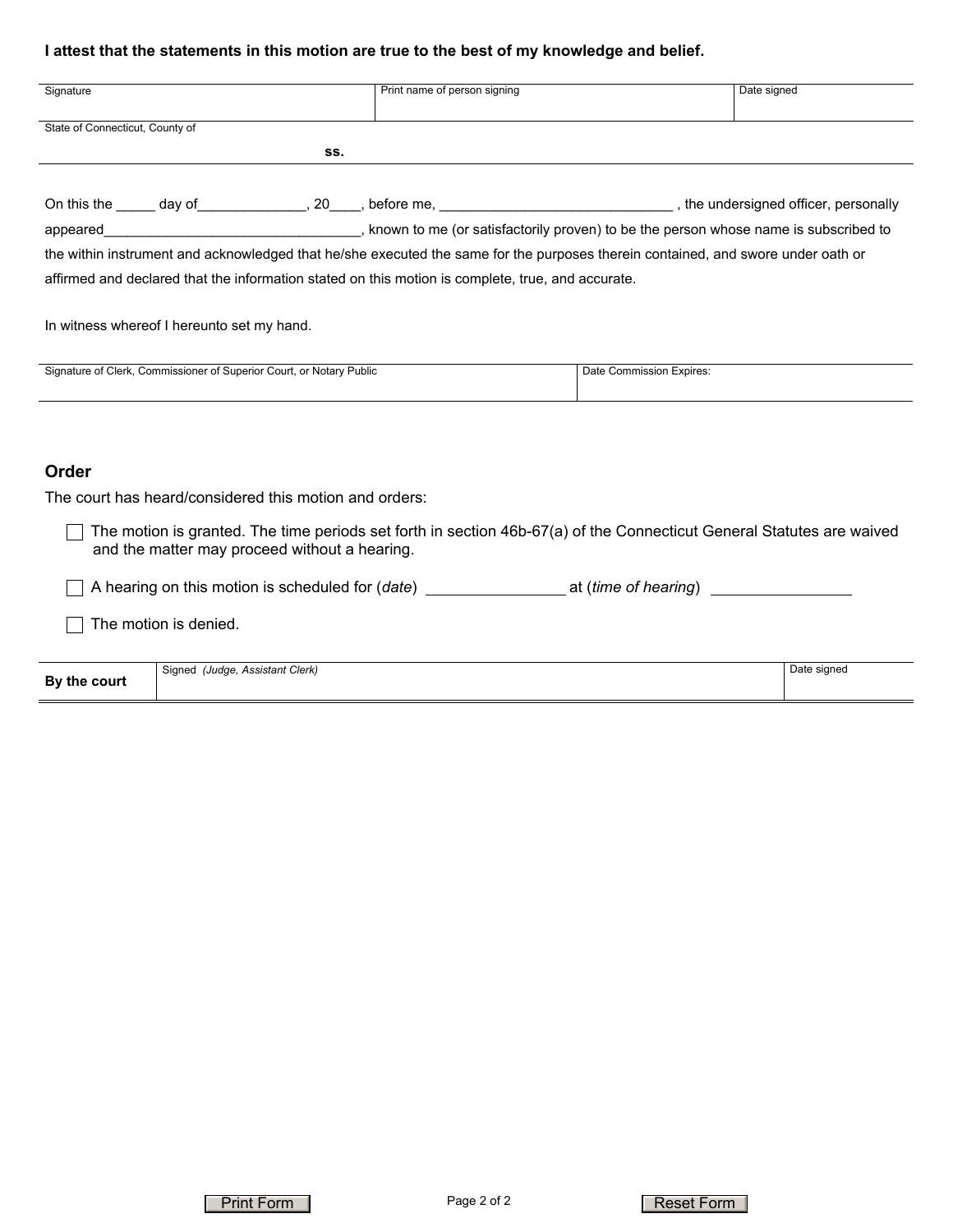**I attest that the statements in this motion are true to the best of my knowledge and belief.**

| Signature | Print name of person signing | Date signed |
|---|---|---|
| | | |

State of Connecticut, County of

ss.

On this the _____ day of_____________, 20____, before me, _____________________________ , the undersigned officer, personally appeared________________________________, known to me (or satisfactorily proven) to be the person whose name is subscribed to the within instrument and acknowledged that he/she executed the same for the purposes therein contained, and swore under oath or affirmed and declared that the information stated on this motion is complete, true, and accurate.

In witness whereof I hereunto set my hand.

| Signature of Clerk, Commissioner of Superior Court, or Notary Public | Date Commission Expires: |
|---|---|
| | |

## Order

The court has heard/considered this motion and orders:

- ☐ The motion is granted. The time periods set forth in section 46b-67(a) of the Connecticut General Statutes are waived and the matter may proceed without a hearing.
- ☐ A hearing on this motion is scheduled for (*date*) ________________ at (*time of hearing*) ________________
- ☐ The motion is denied.

| By the court | Signed *(Judge, Assistant Clerk)* | Date signed |
|---|---|---|
| | | |

Print Form

Reset Form